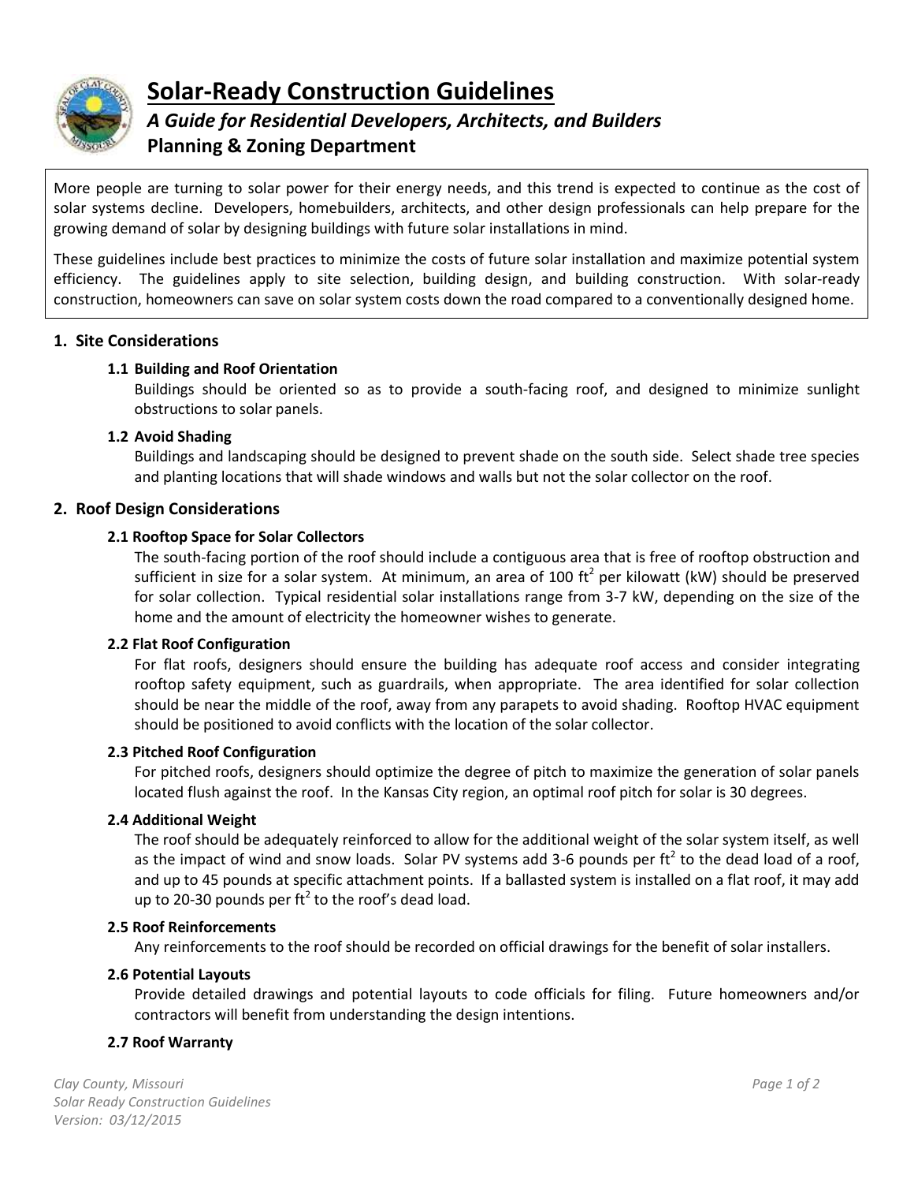# Solar-Ready Construction Guidelines

***A Guide for Residential Developers, Architects, and Builders***

**Planning & Zoning Department**

More people are turning to solar power for their energy needs, and this trend is expected to continue as the cost of solar systems decline. Developers, homebuilders, architects, and other design professionals can help prepare for the growing demand of solar by designing buildings with future solar installations in mind.

These guidelines include best practices to minimize the costs of future solar installation and maximize potential system efficiency. The guidelines apply to site selection, building design, and building construction. With solar-ready construction, homeowners can save on solar system costs down the road compared to a conventionally designed home.

## 1. Site Considerations

### 1.1 Building and Roof Orientation

Buildings should be oriented so as to provide a south-facing roof, and designed to minimize sunlight obstructions to solar panels.

### 1.2 Avoid Shading

Buildings and landscaping should be designed to prevent shade on the south side. Select shade tree species and planting locations that will shade windows and walls but not the solar collector on the roof.

## 2. Roof Design Considerations

### 2.1 Rooftop Space for Solar Collectors

The south-facing portion of the roof should include a contiguous area that is free of rooftop obstruction and sufficient in size for a solar system. At minimum, an area of 100 $ft^2$ per kilowatt (kW) should be preserved for solar collection. Typical residential solar installations range from 3-7 kW, depending on the size of the home and the amount of electricity the homeowner wishes to generate.

### 2.2 Flat Roof Configuration

For flat roofs, designers should ensure the building has adequate roof access and consider integrating rooftop safety equipment, such as guardrails, when appropriate. The area identified for solar collection should be near the middle of the roof, away from any parapets to avoid shading. Rooftop HVAC equipment should be positioned to avoid conflicts with the location of the solar collector.

### 2.3 Pitched Roof Configuration

For pitched roofs, designers should optimize the degree of pitch to maximize the generation of solar panels located flush against the roof. In the Kansas City region, an optimal roof pitch for solar is 30 degrees.

### 2.4 Additional Weight

The roof should be adequately reinforced to allow for the additional weight of the solar system itself, as well as the impact of wind and snow loads. Solar PV systems add 3-6 pounds per $ft^2$ to the dead load of a roof, and up to 45 pounds at specific attachment points. If a ballasted system is installed on a flat roof, it may add up to 20-30 pounds per $ft^2$ to the roof's dead load.

### 2.5 Roof Reinforcements

Any reinforcements to the roof should be recorded on official drawings for the benefit of solar installers.

### 2.6 Potential Layouts

Provide detailed drawings and potential layouts to code officials for filing. Future homeowners and/or contractors will benefit from understanding the design intentions.

### 2.7 Roof Warranty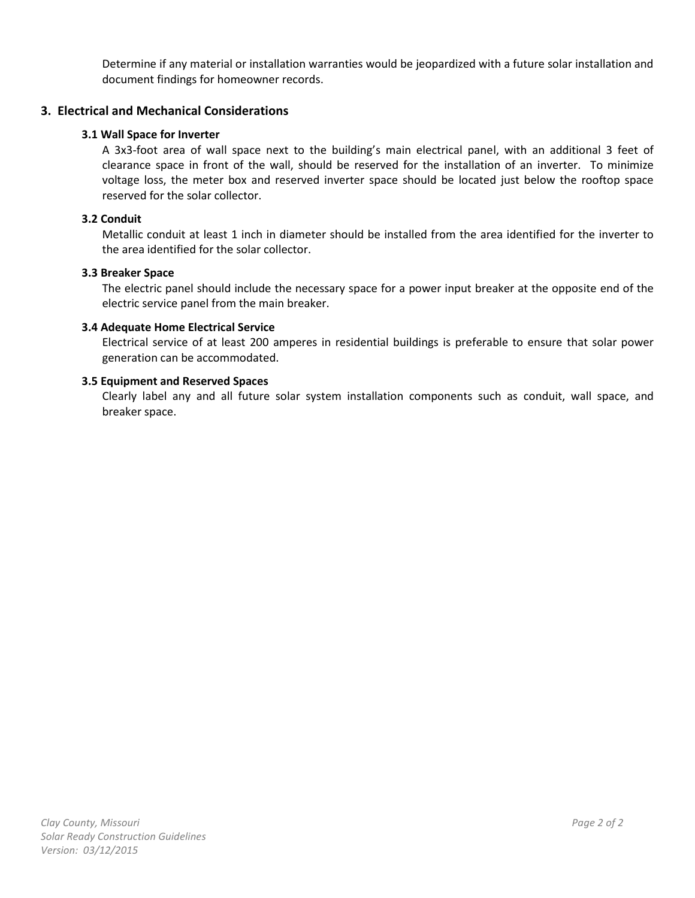Determine if any material or installation warranties would be jeopardized with a future solar installation and document findings for homeowner records.

## 3. Electrical and Mechanical Considerations

### 3.1 Wall Space for Inverter

A 3x3-foot area of wall space next to the building's main electrical panel, with an additional 3 feet of clearance space in front of the wall, should be reserved for the installation of an inverter. To minimize voltage loss, the meter box and reserved inverter space should be located just below the rooftop space reserved for the solar collector.

### 3.2 Conduit

Metallic conduit at least 1 inch in diameter should be installed from the area identified for the inverter to the area identified for the solar collector.

### 3.3 Breaker Space

The electric panel should include the necessary space for a power input breaker at the opposite end of the electric service panel from the main breaker.

### 3.4 Adequate Home Electrical Service

Electrical service of at least 200 amperes in residential buildings is preferable to ensure that solar power generation can be accommodated.

### 3.5 Equipment and Reserved Spaces

Clearly label any and all future solar system installation components such as conduit, wall space, and breaker space.